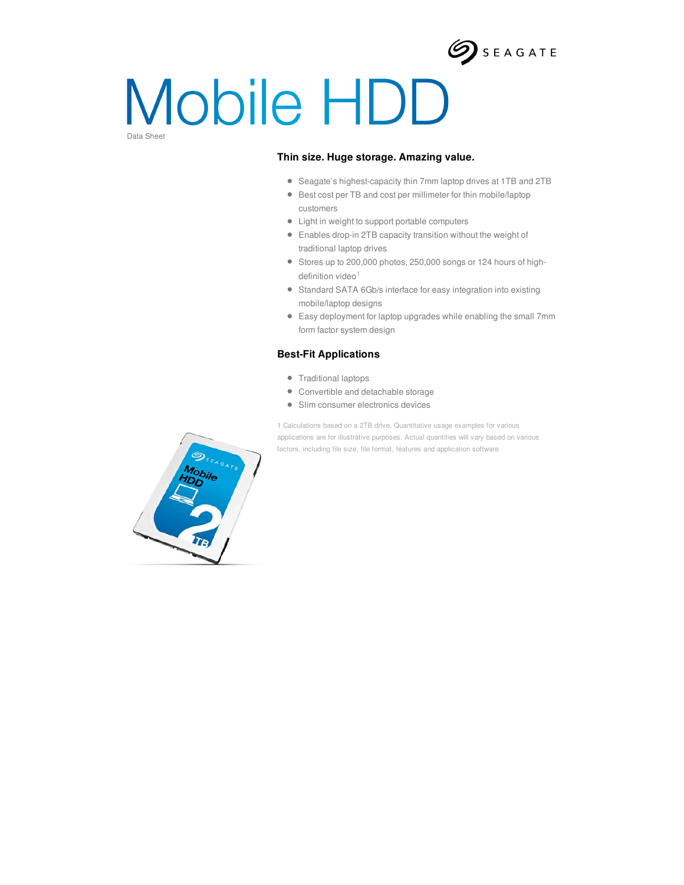# Mobile HDD

Data Sheet

## Thin size. Huge storage. Amazing value.

- Seagate's highest-capacity thin 7mm laptop drives at 1TB and 2TB
- Best cost per TB and cost per millimeter for thin mobile/laptop customers
- Light in weight to support portable computers
- Enables drop-in 2TB capacity transition without the weight of traditional laptop drives
- Stores up to 200,000 photos, 250,000 songs or 124 hours of high-definition video[1]
- Standard SATA 6Gb/s interface for easy integration into existing mobile/laptop designs
- Easy deployment for laptop upgrades while enabling the small 7mm form factor system design

## Best-Fit Applications

- Traditional laptops
- Convertible and detachable storage
- Slim consumer electronics devices

1 Calculations based on a 2TB drive. Quantitative usage examples for various applications are for illustrative purposes. Actual quantities will vary based on various factors, including file size, file format, features and application software.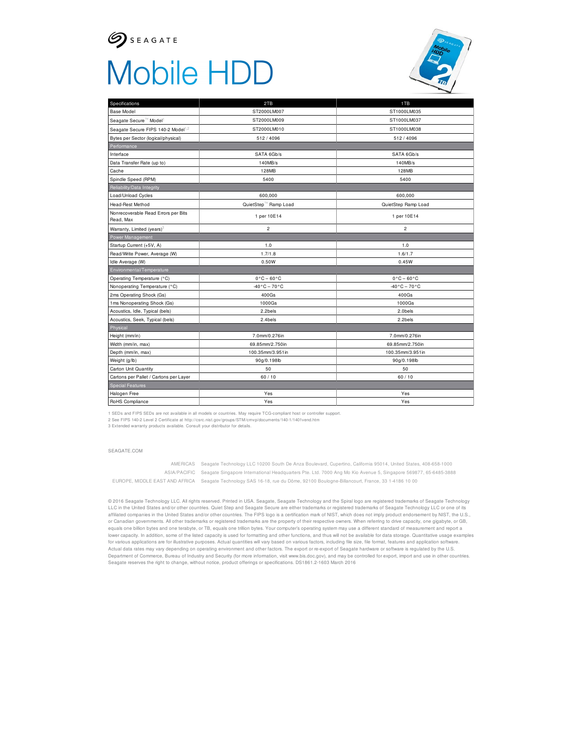SEAGATE

# Mobile HDD

| Specifications | 2TB | 1TB |
|---|---|---|
| Base Model | ST2000LM007 | ST1000LM035 |
| Seagate Secure™ Model[1] | ST2000LM009 | ST1000LM037 |
| Seagate Secure FIPS 140-2 Model[1,2] | ST2000LM010 | ST1000LM038 |
| Bytes per Sector (logical/physical) | 512 / 4096 | 512 / 4096 |
| Performance | | |
| Interface | SATA 6Gb/s | SATA 6Gb/s |
| Data Transfer Rate (up to) | 140MB/s | 140MB/s |
| Cache | 128MB | 128MB |
| Spindle Speed (RPM) | 5400 | 5400 |
| Reliability/Data Integrity | | |
| Load/Unload Cycles | 600,000 | 600,000 |
| Head-Rest Method | QuietStep™ Ramp Load | QuietStep Ramp Load |
| Nonrecoverable Read Errors per Bits Read, Max | 1 per 10E14 | 1 per 10E14 |
| Warranty, Limited (years)[3] | 2 | 2 |
| Power Management | | |
| Startup Current (+5V, A) | 1.0 | 1.0 |
| Read/Write Power, Average (W) | 1.7/1.8 | 1.6/1.7 |
| Idle Average (W) | 0.50W | 0.45W |
| Environmental/Temperature | | |
| Operating Temperature (°C) | 0°C – 60°C | 0°C – 60°C |
| Nonoperating Temperature (°C) | -40°C – 70°C | -40°C – 70°C |
| 2ms Operating Shock (Gs) | 400Gs | 400Gs |
| 1ms Nonoperating Shock (Gs) | 1000Gs | 1000Gs |
| Acoustics, Idle, Typical (bels) | 2.2bels | 2.0bels |
| Acoustics, Seek, Typical (bels) | 2.4bels | 2.2bels |
| Physical | | |
| Height (mm/in) | 7.0mm/0.276in | 7.0mm/0.276in |
| Width (mm/in, max) | 69.85mm/2.750in | 69.85mm/2.750in |
| Depth (mm/in, max) | 100.35mm/3.951in | 100.35mm/3.951in |
| Weight (g/lb) | 90g/0.198lb | 90g/0.198lb |
| Carton Unit Quantity | 50 | 50 |
| Cartons per Pallet / Cartons per Layer | 60 / 10 | 60 / 10 |
| Special Features | | |
| Halogen Free | Yes | Yes |
| RoHS Compliance | Yes | Yes |

1 SEDs and FIPS SEDs are not available in all models or countries. May require TCG-compliant host or controller support.
2 See FIPS 140-2 Level 2 Certificate at http://csrc.nist.gov/groups/STM/cmvp/documents/140-1/1401vend.htm
3 Extended warranty products available. Consult your distributor for details.

SEAGATE.COM

AMERICAS Seagate Technology LLC 10200 South De Anza Boulevard, Cupertino, California 95014, United States, 408-658-1000
ASIA/PACIFIC Seagate Singapore International Headquarters Pte. Ltd. 7000 Ang Mo Kio Avenue 5, Singapore 569877, 65-6485-3888
EUROPE, MIDDLE EAST AND AFRICA Seagate Technology SAS 16-18, rue du Dôme, 92100 Boulogne-Billancourt, France, 33 1-4186 10 00

© 2016 Seagate Technology LLC. All rights reserved. Printed in USA. Seagate, Seagate Technology and the Spiral logo are registered trademarks of Seagate Technology LLC in the United States and/or other countries. Quiet Step and Seagate Secure are either trademarks or registered trademarks of Seagate Technology LLC or one of its affiliated companies in the United States and/or other countries. The FIPS logo is a certification mark of NIST, which does not imply product endorsement by NIST, the U.S., or Canadian governments. All other trademarks or registered trademarks are the property of their respective owners. When referring to drive capacity, one gigabyte, or GB, equals one billion bytes and one terabyte, or TB, equals one trillion bytes. Your computer's operating system may use a different standard of measurement and report a lower capacity. In addition, some of the listed capacity is used for formatting and other functions, and thus will not be available for data storage. Quantitative usage examples for various applications are for illustrative purposes. Actual quantities will vary based on various factors, including file size, file format, features and application software. Actual data rates may vary depending on operating environment and other factors. The export or re-export of Seagate hardware or software is regulated by the U.S. Department of Commerce, Bureau of Industry and Security (for more information, visit www.bis.doc.gov), and may be controlled for export, import and use in other countries. Seagate reserves the right to change, without notice, product offerings or specifications. DS1861.2-1603 March 2016